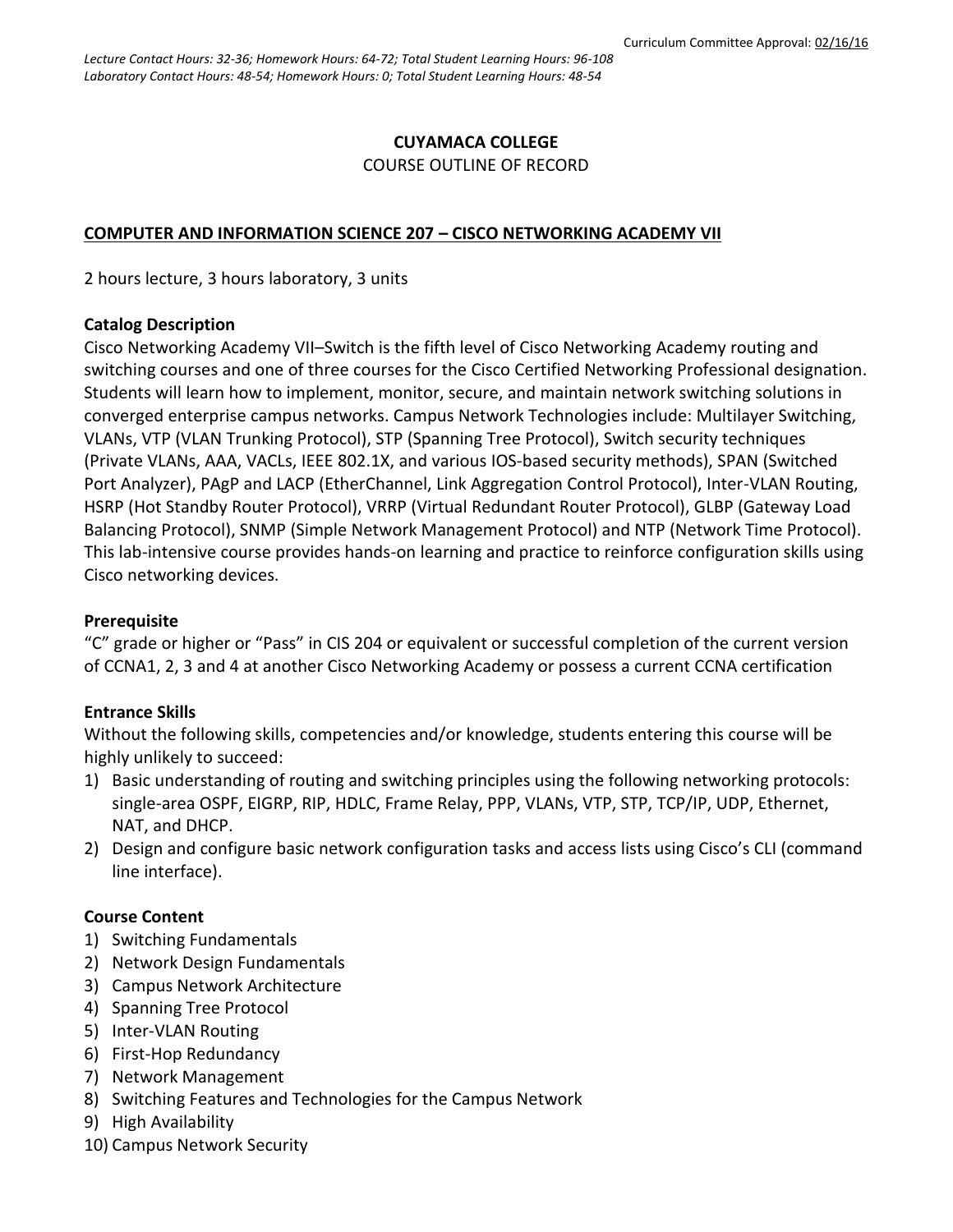Curriculum Committee Approval: 02/16/16

*Lecture Contact Hours: 32-36; Homework Hours: 64-72; Total Student Learning Hours: 96-108*
*Laboratory Contact Hours: 48-54; Homework Hours: 0; Total Student Learning Hours: 48-54*

**CUYAMACA COLLEGE**

COURSE OUTLINE OF RECORD

**COMPUTER AND INFORMATION SCIENCE 207 – CISCO NETWORKING ACADEMY VII**

2 hours lecture, 3 hours laboratory, 3 units

### Catalog Description

Cisco Networking Academy VII–Switch is the fifth level of Cisco Networking Academy routing and switching courses and one of three courses for the Cisco Certified Networking Professional designation. Students will learn how to implement, monitor, secure, and maintain network switching solutions in converged enterprise campus networks. Campus Network Technologies include: Multilayer Switching, VLANs, VTP (VLAN Trunking Protocol), STP (Spanning Tree Protocol), Switch security techniques (Private VLANs, AAA, VACLs, IEEE 802.1X, and various IOS-based security methods), SPAN (Switched Port Analyzer), PAgP and LACP (EtherChannel, Link Aggregation Control Protocol), Inter-VLAN Routing, HSRP (Hot Standby Router Protocol), VRRP (Virtual Redundant Router Protocol), GLBP (Gateway Load Balancing Protocol), SNMP (Simple Network Management Protocol) and NTP (Network Time Protocol). This lab-intensive course provides hands-on learning and practice to reinforce configuration skills using Cisco networking devices.

### Prerequisite

"C" grade or higher or "Pass" in CIS 204 or equivalent or successful completion of the current version of CCNA1, 2, 3 and 4 at another Cisco Networking Academy or possess a current CCNA certification

### Entrance Skills

Without the following skills, competencies and/or knowledge, students entering this course will be highly unlikely to succeed:

1) Basic understanding of routing and switching principles using the following networking protocols: single-area OSPF, EIGRP, RIP, HDLC, Frame Relay, PPP, VLANs, VTP, STP, TCP/IP, UDP, Ethernet, NAT, and DHCP.
2) Design and configure basic network configuration tasks and access lists using Cisco's CLI (command line interface).

### Course Content

1) Switching Fundamentals
2) Network Design Fundamentals
3) Campus Network Architecture
4) Spanning Tree Protocol
5) Inter-VLAN Routing
6) First-Hop Redundancy
7) Network Management
8) Switching Features and Technologies for the Campus Network
9) High Availability
10) Campus Network Security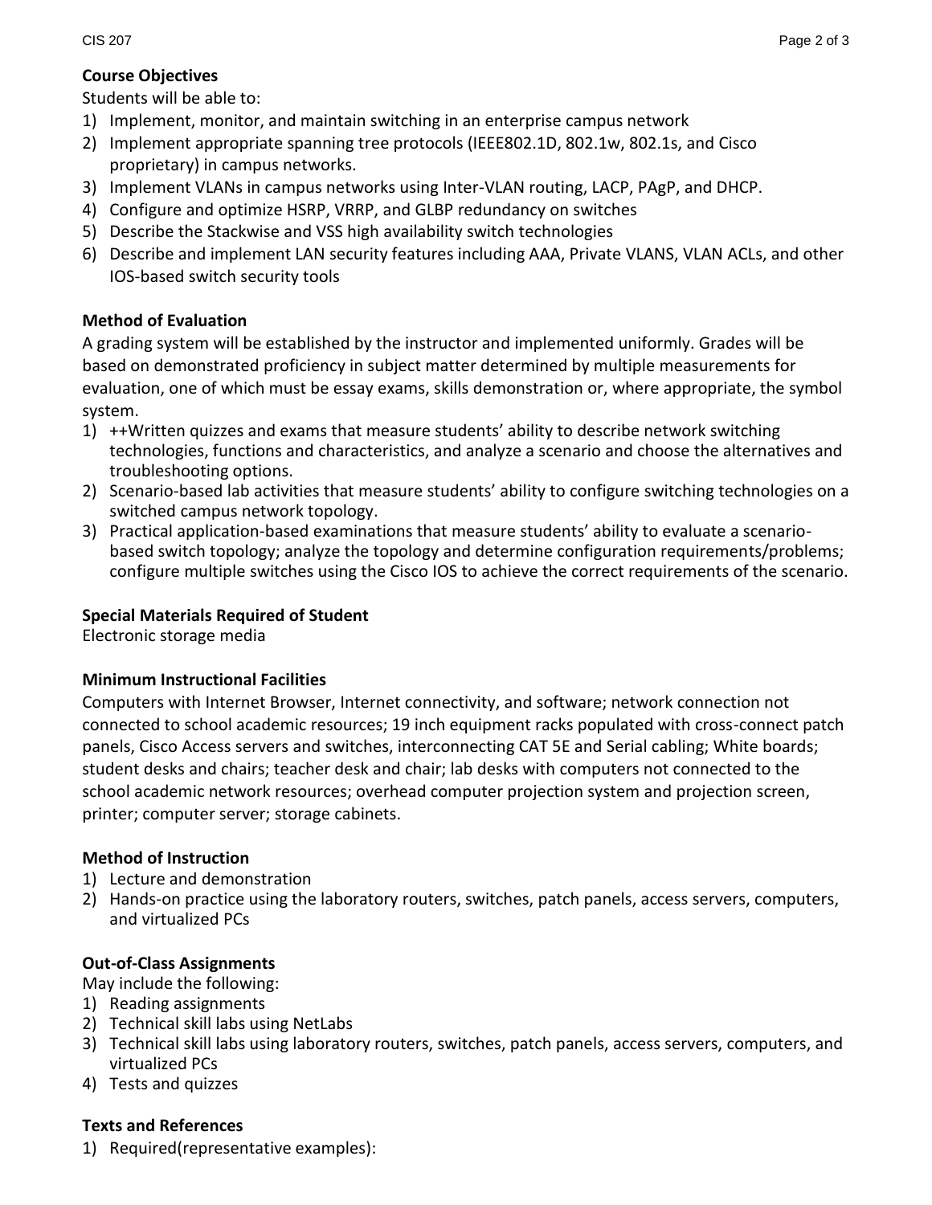**Course Objectives**

Students will be able to:

1) Implement, monitor, and maintain switching in an enterprise campus network
2) Implement appropriate spanning tree protocols (IEEE802.1D, 802.1w, 802.1s, and Cisco proprietary) in campus networks.
3) Implement VLANs in campus networks using Inter-VLAN routing, LACP, PAgP, and DHCP.
4) Configure and optimize HSRP, VRRP, and GLBP redundancy on switches
5) Describe the Stackwise and VSS high availability switch technologies
6) Describe and implement LAN security features including AAA, Private VLANS, VLAN ACLs, and other IOS-based switch security tools

**Method of Evaluation**

A grading system will be established by the instructor and implemented uniformly. Grades will be based on demonstrated proficiency in subject matter determined by multiple measurements for evaluation, one of which must be essay exams, skills demonstration or, where appropriate, the symbol system.

1) ++Written quizzes and exams that measure students' ability to describe network switching technologies, functions and characteristics, and analyze a scenario and choose the alternatives and troubleshooting options.
2) Scenario-based lab activities that measure students' ability to configure switching technologies on a switched campus network topology.
3) Practical application-based examinations that measure students' ability to evaluate a scenario-based switch topology; analyze the topology and determine configuration requirements/problems; configure multiple switches using the Cisco IOS to achieve the correct requirements of the scenario.

**Special Materials Required of Student**

Electronic storage media

**Minimum Instructional Facilities**

Computers with Internet Browser, Internet connectivity, and software; network connection not connected to school academic resources; 19 inch equipment racks populated with cross-connect patch panels, Cisco Access servers and switches, interconnecting CAT 5E and Serial cabling; White boards; student desks and chairs; teacher desk and chair; lab desks with computers not connected to the school academic network resources; overhead computer projection system and projection screen, printer; computer server; storage cabinets.

**Method of Instruction**

1) Lecture and demonstration
2) Hands-on practice using the laboratory routers, switches, patch panels, access servers, computers, and virtualized PCs

**Out-of-Class Assignments**

May include the following:

1) Reading assignments
2) Technical skill labs using NetLabs
3) Technical skill labs using laboratory routers, switches, patch panels, access servers, computers, and virtualized PCs
4) Tests and quizzes

**Texts and References**

1) Required(representative examples):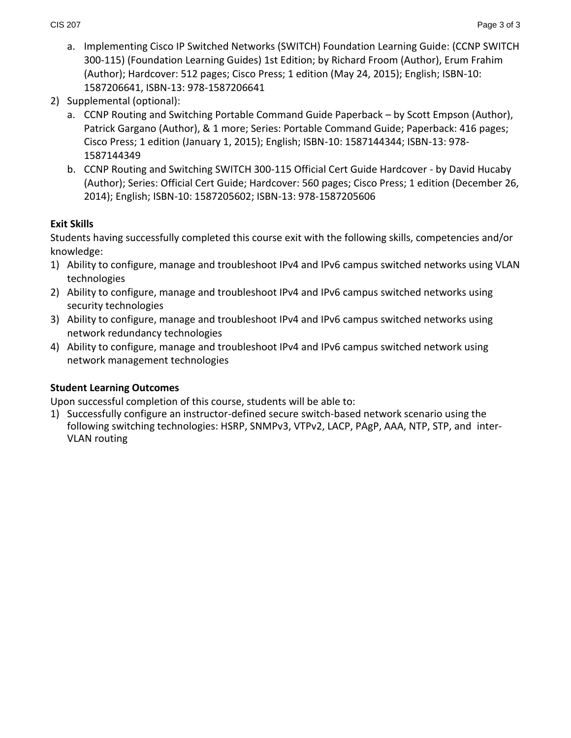a. Implementing Cisco IP Switched Networks (SWITCH) Foundation Learning Guide: (CCNP SWITCH 300-115) (Foundation Learning Guides) 1st Edition; by Richard Froom (Author), Erum Frahim (Author); Hardcover: 512 pages; Cisco Press; 1 edition (May 24, 2015); English; ISBN-10: 1587206641, ISBN-13: 978-1587206641

2) Supplemental (optional):
   a. CCNP Routing and Switching Portable Command Guide Paperback – by Scott Empson (Author), Patrick Gargano (Author), & 1 more; Series: Portable Command Guide; Paperback: 416 pages; Cisco Press; 1 edition (January 1, 2015); English; ISBN-10: 1587144344; ISBN-13: 978-1587144349
   b. CCNP Routing and Switching SWITCH 300-115 Official Cert Guide Hardcover - by David Hucaby (Author); Series: Official Cert Guide; Hardcover: 560 pages; Cisco Press; 1 edition (December 26, 2014); English; ISBN-10: 1587205602; ISBN-13: 978-1587205606

**Exit Skills**

Students having successfully completed this course exit with the following skills, competencies and/or knowledge:

1) Ability to configure, manage and troubleshoot IPv4 and IPv6 campus switched networks using VLAN technologies
2) Ability to configure, manage and troubleshoot IPv4 and IPv6 campus switched networks using security technologies
3) Ability to configure, manage and troubleshoot IPv4 and IPv6 campus switched networks using network redundancy technologies
4) Ability to configure, manage and troubleshoot IPv4 and IPv6 campus switched network using network management technologies

**Student Learning Outcomes**

Upon successful completion of this course, students will be able to:

1) Successfully configure an instructor-defined secure switch-based network scenario using the following switching technologies: HSRP, SNMPv3, VTPv2, LACP, PAgP, AAA, NTP, STP, and inter-VLAN routing